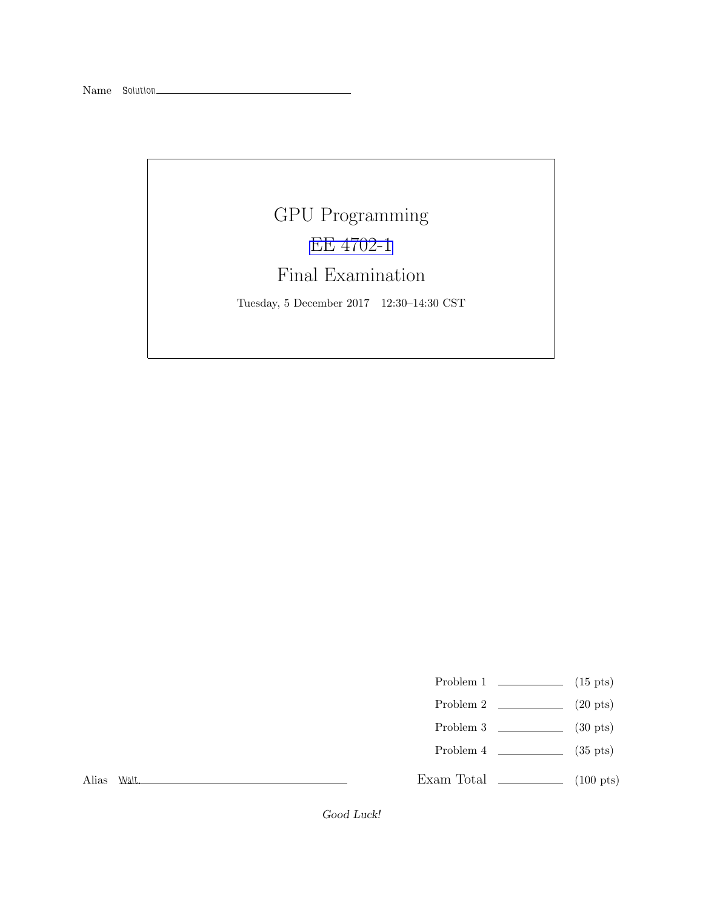Name Solution

# GPU Programming

## EE 4702-1

## Final Examination

Tuesday, 5 December 2017 12:30–14:30 CST

| | | |
|---|---|---|
| Problem 1 | ______ | (15 pts) |
| Problem 2 | ______ | (20 pts) |
| Problem 3 | ______ | (30 pts) |
| Problem 4 | ______ | (35 pts) |
| Exam Total | ______ | (100 pts) |

Alias Walt.

*Good Luck!*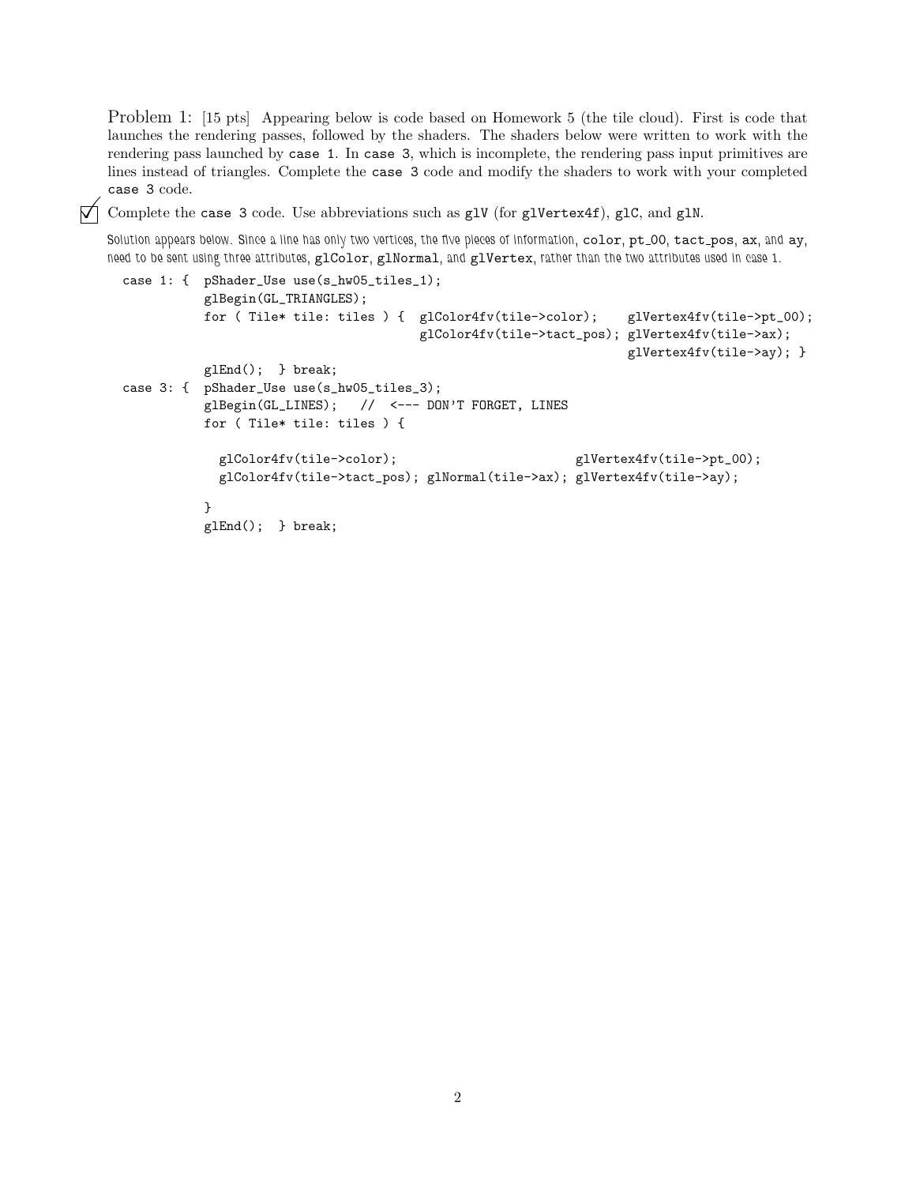Problem 1: [15 pts] Appearing below is code based on Homework 5 (the tile cloud). First is code that launches the rendering passes, followed by the shaders. The shaders below were written to work with the rendering pass launched by `case 1`. In `case 3`, which is incomplete, the rendering pass input primitives are lines instead of triangles. Complete the `case 3` code and modify the shaders to work with your completed `case 3` code.

☑ Complete the `case 3` code. Use abbreviations such as `glV` (for `glVertex4f`), `glC`, and `glN`.

*Solution appears below. Since a line has only two vertices, the five pieces of information, `color`, `pt_00`, `tact_pos`, `ax`, and `ay`, need to be sent using three attributes, `glColor`, `glNormal`, and `glVertex`, rather than the two attributes used in case 1.*

```
case 1: {  pShader_Use use(s_hw05_tiles_1);
           glBegin(GL_TRIANGLES);
           for ( Tile* tile: tiles ) {  glColor4fv(tile->color);    glVertex4fv(tile->pt_00);
                                        glColor4fv(tile->tact_pos); glVertex4fv(tile->ax);
                                                                    glVertex4fv(tile->ay); }
           glEnd();  } break;
case 3: {  pShader_Use use(s_hw05_tiles_3);
           glBegin(GL_LINES);   //  <--- DON'T FORGET, LINES
           for ( Tile* tile: tiles ) {

             glColor4fv(tile->color);                         glVertex4fv(tile->pt_00);
             glColor4fv(tile->tact_pos); glNormal(tile->ax); glVertex4fv(tile->ay);

           }
           glEnd();  } break;
```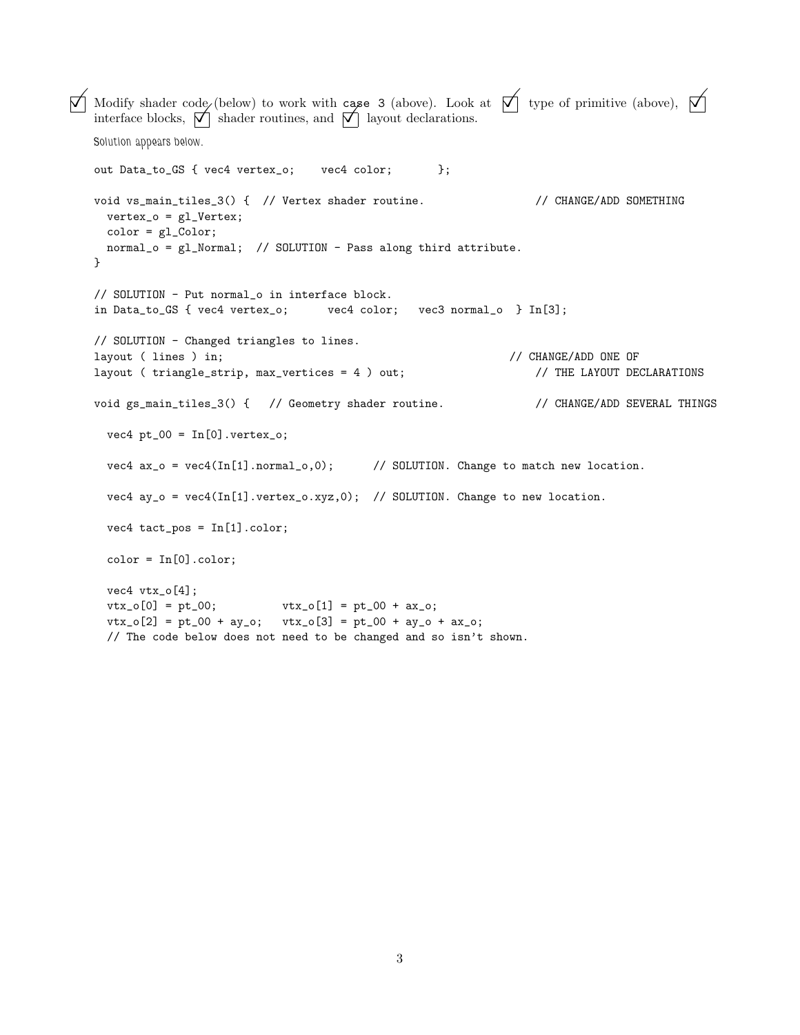☑ Modify shader code (below) to work with case 3 (above). Look at ☑ type of primitive (above), ☑ interface blocks, ☑ shader routines, and ☑ layout declarations.

Solution appears below.

```
out Data_to_GS { vec4 vertex_o;    vec4 color;       };

void vs_main_tiles_3() {  // Vertex shader routine.                // CHANGE/ADD SOMETHING
  vertex_o = gl_Vertex;
  color = gl_Color;
  normal_o = gl_Normal;  // SOLUTION - Pass along third attribute.
}

// SOLUTION - Put normal_o in interface block.
in Data_to_GS { vec4 vertex_o;      vec4 color;   vec3 normal_o  } In[3];

// SOLUTION - Changed triangles to lines.
layout ( lines ) in;                                             // CHANGE/ADD ONE OF
layout ( triangle_strip, max_vertices = 4 ) out;                    // THE LAYOUT DECLARATIONS

void gs_main_tiles_3() {   // Geometry shader routine.             // CHANGE/ADD SEVERAL THINGS

  vec4 pt_00 = In[0].vertex_o;

  vec4 ax_o = vec4(In[1].normal_o,0);      // SOLUTION. Change to match new location.

  vec4 ay_o = vec4(In[1].vertex_o.xyz,0);  // SOLUTION. Change to new location.

  vec4 tact_pos = In[1].color;

  color = In[0].color;

  vec4 vtx_o[4];
  vtx_o[0] = pt_00;          vtx_o[1] = pt_00 + ax_o;
  vtx_o[2] = pt_00 + ay_o;   vtx_o[3] = pt_00 + ay_o + ax_o;
  // The code below does not need to be changed and so isn't shown.
```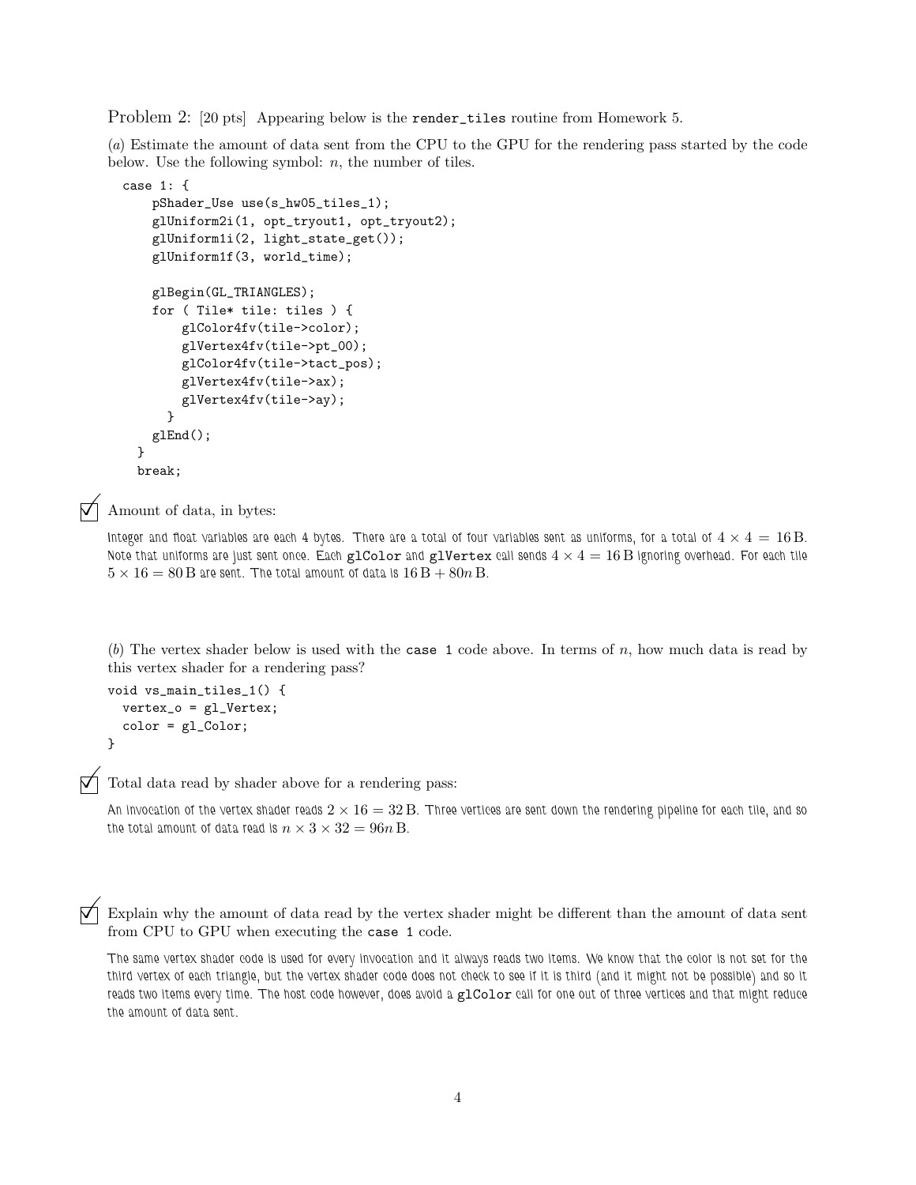Problem 2: [20 pts] Appearing below is the `render_tiles` routine from Homework 5.

(*a*) Estimate the amount of data sent from the CPU to the GPU for the rendering pass started by the code below. Use the following symbol: $n$, the number of tiles.

```
case 1: {
    pShader_Use use(s_hw05_tiles_1);
    glUniform2i(1, opt_tryout1, opt_tryout2);
    glUniform1i(2, light_state_get());
    glUniform1f(3, world_time);

    glBegin(GL_TRIANGLES);
    for ( Tile* tile: tiles ) {
        glColor4fv(tile->color);
        glVertex4fv(tile->pt_00);
        glColor4fv(tile->tact_pos);
        glVertex4fv(tile->ax);
        glVertex4fv(tile->ay);
      }
    glEnd();
  }
  break;
```

☑ Amount of data, in bytes:

Integer and float variables are each 4 bytes. There are a total of four variables sent as uniforms, for a total of $4 \times 4 = 16\,\mathrm{B}$. Note that uniforms are just sent once. Each `glColor` and `glVertex` call sends $4 \times 4 = 16\,\mathrm{B}$ ignoring overhead. For each tile $5 \times 16 = 80\,\mathrm{B}$ are sent. The total amount of data is $16\,\mathrm{B} + 80n\,\mathrm{B}$.

(*b*) The vertex shader below is used with the `case 1` code above. In terms of $n$, how much data is read by this vertex shader for a rendering pass?

```
void vs_main_tiles_1() {
  vertex_o = gl_Vertex;
  color = gl_Color;
}
```

☑ Total data read by shader above for a rendering pass:

An invocation of the vertex shader reads $2 \times 16 = 32\,\mathrm{B}$. Three vertices are sent down the rendering pipeline for each tile, and so the total amount of data read is $n \times 3 \times 32 = 96n\,\mathrm{B}$.

☑ Explain why the amount of data read by the vertex shader might be different than the amount of data sent from CPU to GPU when executing the `case 1` code.

The same vertex shader code is used for every invocation and it always reads two items. We know that the color is not set for the third vertex of each triangle, but the vertex shader code does not check to see if it is third (and it might not be possible) and so it reads two items every time. The host code however, does avoid a `glColor` call for one out of three vertices and that might reduce the amount of data sent.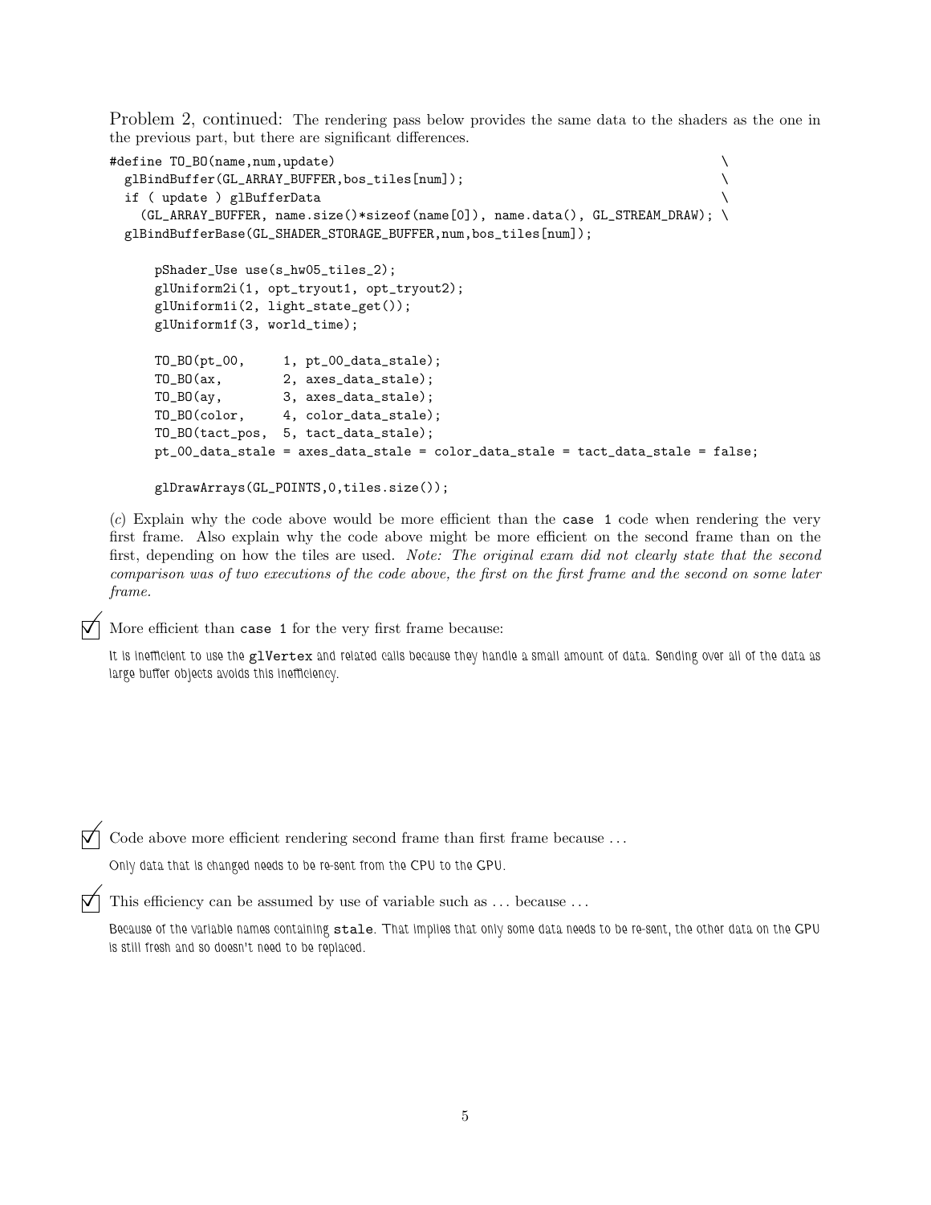Problem 2, continued: The rendering pass below provides the same data to the shaders as the one in the previous part, but there are significant differences.

```
#define TO_BO(name,num,update)                                              \
  glBindBuffer(GL_ARRAY_BUFFER,bos_tiles[num]);                             \
  if ( update ) glBufferData                                                \
    (GL_ARRAY_BUFFER, name.size()*sizeof(name[0]), name.data(), GL_STREAM_DRAW); \
  glBindBufferBase(GL_SHADER_STORAGE_BUFFER,num,bos_tiles[num]);

      pShader_Use use(s_hw05_tiles_2);
      glUniform2i(1, opt_tryout1, opt_tryout2);
      glUniform1i(2, light_state_get());
      glUniform1f(3, world_time);

      TO_BO(pt_00,     1, pt_00_data_stale);
      TO_BO(ax,        2, axes_data_stale);
      TO_BO(ay,        3, axes_data_stale);
      TO_BO(color,     4, color_data_stale);
      TO_BO(tact_pos,  5, tact_data_stale);
      pt_00_data_stale = axes_data_stale = color_data_stale = tact_data_stale = false;

      glDrawArrays(GL_POINTS,0,tiles.size());
```

(*c*) Explain why the code above would be more efficient than the `case 1` code when rendering the very first frame. Also explain why the code above might be more efficient on the second frame than on the first, depending on how the tiles are used. *Note: The original exam did not clearly state that the second comparison was of two executions of the code above, the first on the first frame and the second on some later frame.*

☑ More efficient than `case 1` for the very first frame because:

It is inefficient to use the `glVertex` and related calls because they handle a small amount of data. Sending over all of the data as large buffer objects avoids this inefficiency.

☑ Code above more efficient rendering second frame than first frame because ...

Only data that is changed needs to be re-sent from the CPU to the GPU.

☑ This efficiency can be assumed by use of variable such as ... because ...

Because of the variable names containing `stale`. That implies that only some data needs to be re-sent, the other data on the GPU is still fresh and so doesn't need to be replaced.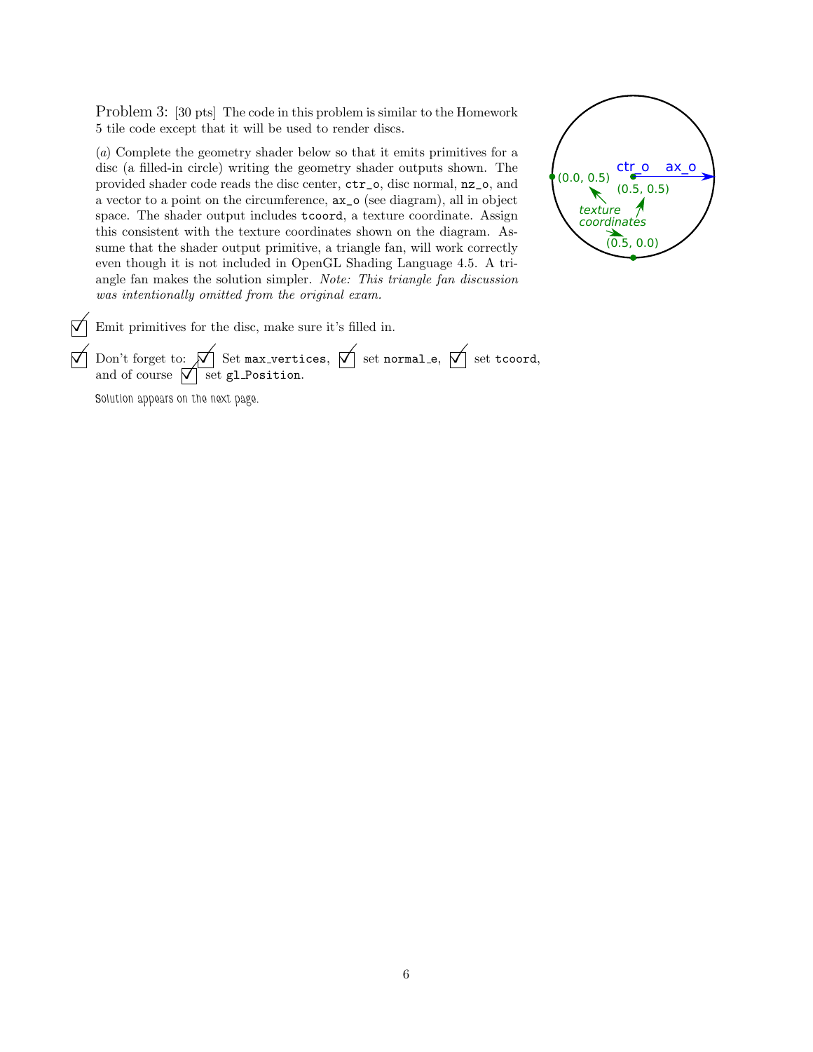Problem 3: [30 pts] The code in this problem is similar to the Homework 5 tile code except that it will be used to render discs.

(*a*) Complete the geometry shader below so that it emits primitives for a disc (a filled-in circle) writing the geometry shader outputs shown. The provided shader code reads the disc center, `ctr_o`, disc normal, `nz_o`, and a vector to a point on the circumference, `ax_o` (see diagram), all in object space. The shader output includes `tcoord`, a texture coordinate. Assign this consistent with the texture coordinates shown on the diagram. Assume that the shader output primitive, a triangle fan, will work correctly even though it is not included in OpenGL Shading Language 4.5. A triangle fan makes the solution simpler. *Note: This triangle fan discussion was intentionally omitted from the original exam.*

ctr_o   ax_o

(0.0, 0.5)   (0.5, 0.5)

texture coordinates

(0.5, 0.0)

☑ Emit primitives for the disc, make sure it's filled in.

☑ Don't forget to: ☑ Set `max_vertices`, ☑ set `normal_e`, ☑ set `tcoord`, and of course ☑ set `gl_Position`.

Solution appears on the next page.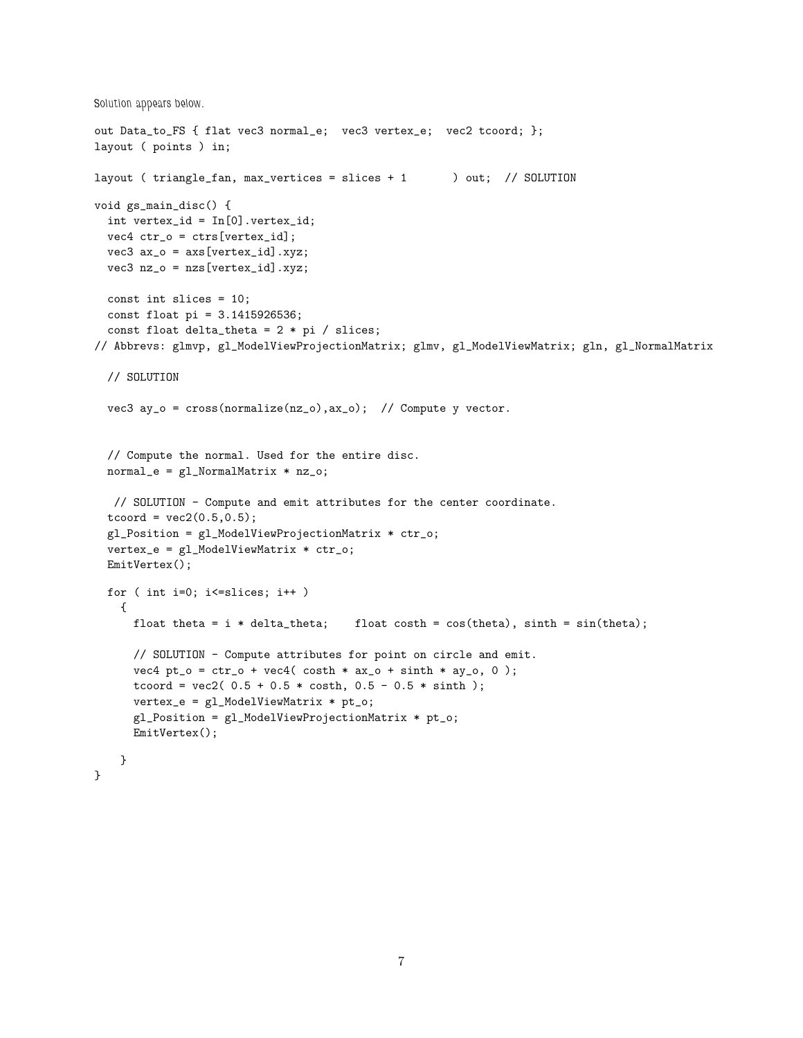Solution appears below.

```
out Data_to_FS { flat vec3 normal_e;  vec3 vertex_e;  vec2 tcoord; };
layout ( points ) in;

layout ( triangle_fan, max_vertices = slices + 1       ) out;  // SOLUTION

void gs_main_disc() {
  int vertex_id = In[0].vertex_id;
  vec4 ctr_o = ctrs[vertex_id];
  vec3 ax_o = axs[vertex_id].xyz;
  vec3 nz_o = nzs[vertex_id].xyz;

  const int slices = 10;
  const float pi = 3.1415926536;
  const float delta_theta = 2 * pi / slices;
// Abbrevs: glmvp, gl_ModelViewProjectionMatrix; glmv, gl_ModelViewMatrix; gln, gl_NormalMatrix

  // SOLUTION

  vec3 ay_o = cross(normalize(nz_o),ax_o);  // Compute y vector.


  // Compute the normal. Used for the entire disc.
  normal_e = gl_NormalMatrix * nz_o;

   // SOLUTION - Compute and emit attributes for the center coordinate.
  tcoord = vec2(0.5,0.5);
  gl_Position = gl_ModelViewProjectionMatrix * ctr_o;
  vertex_e = gl_ModelViewMatrix * ctr_o;
  EmitVertex();

  for ( int i=0; i<=slices; i++ )
    {
      float theta = i * delta_theta;    float costh = cos(theta), sinth = sin(theta);

      // SOLUTION - Compute attributes for point on circle and emit.
      vec4 pt_o = ctr_o + vec4( costh * ax_o + sinth * ay_o, 0 );
      tcoord = vec2( 0.5 + 0.5 * costh, 0.5 - 0.5 * sinth );
      vertex_e = gl_ModelViewMatrix * pt_o;
      gl_Position = gl_ModelViewProjectionMatrix * pt_o;
      EmitVertex();

    }
}
```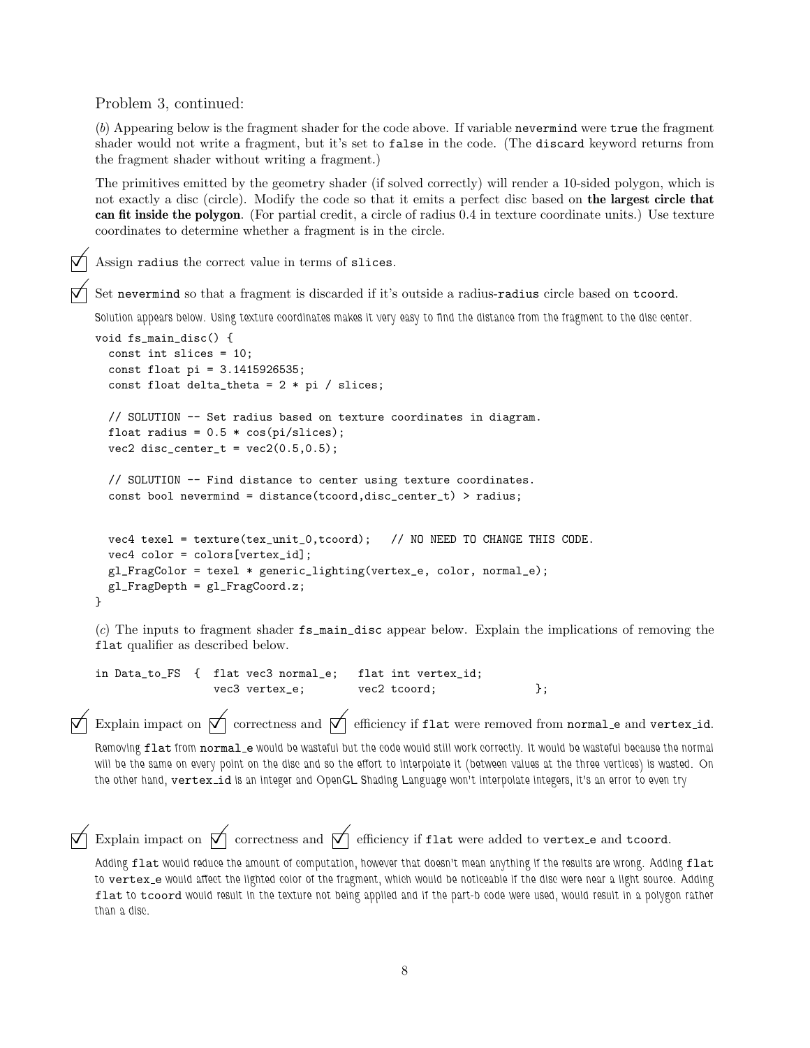Problem 3, continued:

(*b*) Appearing below is the fragment shader for the code above. If variable `nevermind` were `true` the fragment shader would not write a fragment, but it's set to `false` in the code. (The `discard` keyword returns from the fragment shader without writing a fragment.)

The primitives emitted by the geometry shader (if solved correctly) will render a 10-sided polygon, which is not exactly a disc (circle). Modify the code so that it emits a perfect disc based on **the largest circle that can fit inside the polygon**. (For partial credit, a circle of radius 0.4 in texture coordinate units.) Use texture coordinates to determine whether a fragment is in the circle.

☑ Assign `radius` the correct value in terms of `slices`.

☑ Set `nevermind` so that a fragment is discarded if it's outside a radius-`radius` circle based on `tcoord`.

*Solution appears below. Using texture coordinates makes it very easy to find the distance from the fragment to the disc center.*

```
void fs_main_disc() {
  const int slices = 10;
  const float pi = 3.1415926535;
  const float delta_theta = 2 * pi / slices;

  // SOLUTION -- Set radius based on texture coordinates in diagram.
  float radius = 0.5 * cos(pi/slices);
  vec2 disc_center_t = vec2(0.5,0.5);

  // SOLUTION -- Find distance to center using texture coordinates.
  const bool nevermind = distance(tcoord,disc_center_t) > radius;


  vec4 texel = texture(tex_unit_0,tcoord);   // NO NEED TO CHANGE THIS CODE.
  vec4 color = colors[vertex_id];
  gl_FragColor = texel * generic_lighting(vertex_e, color, normal_e);
  gl_FragDepth = gl_FragCoord.z;
}
```

(*c*) The inputs to fragment shader `fs_main_disc` appear below. Explain the implications of removing the `flat` qualifier as described below.

```
in Data_to_FS  {  flat vec3 normal_e;   flat int vertex_id;
                  vec3 vertex_e;        vec2 tcoord;               };
```

☑ Explain impact on ☑ correctness and ☑ efficiency if `flat` were removed from `normal_e` and `vertex_id`.

*Removing `flat` from `normal_e` would be wasteful but the code would still work correctly. It would be wasteful because the normal will be the same on every point on the disc and so the effort to interpolate it (between values at the three vertices) is wasted. On the other hand, `vertex_id` is an integer and OpenGL Shading Language won't interpolate integers, it's an error to even try*

☑ Explain impact on ☑ correctness and ☑ efficiency if `flat` were added to `vertex_e` and `tcoord`.

*Adding `flat` would reduce the amount of computation, however that doesn't mean anything if the results are wrong. Adding `flat` to `vertex_e` would affect the lighted color of the fragment, which would be noticeable if the disc were near a light source. Adding `flat` to `tcoord` would result in the texture not being applied and if the part-b code were used, would result in a polygon rather than a disc.*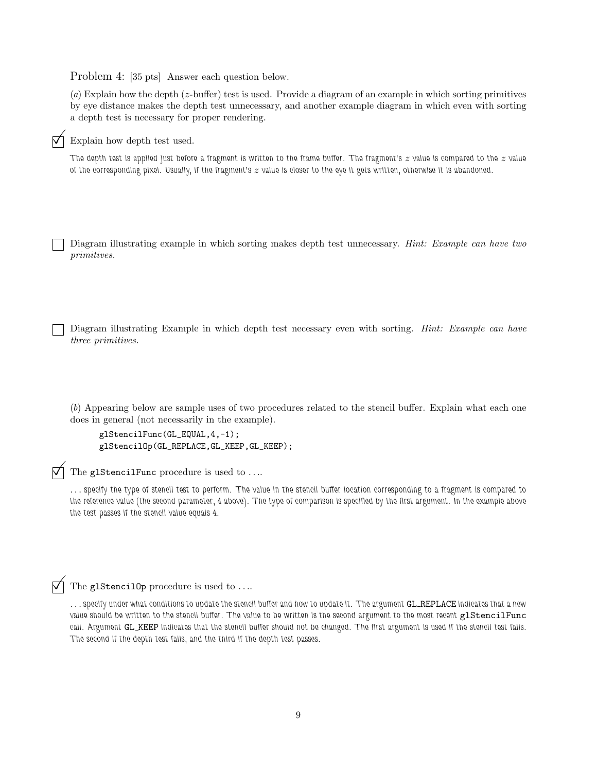Problem 4: [35 pts] Answer each question below.

(*a*) Explain how the depth ($z$-buffer) test is used. Provide a diagram of an example in which sorting primitives by eye distance makes the depth test unnecessary, and another example diagram in which even with sorting a depth test is necessary for proper rendering.

☑ Explain how depth test used.

The depth test is applied just before a fragment is written to the frame buffer. The fragment's $z$ value is compared to the $z$ value of the corresponding pixel. Usually, if the fragment's $z$ value is closer to the eye it gets written, otherwise it is abandoned.

☐ Diagram illustrating example in which sorting makes depth test unnecessary. *Hint: Example can have two primitives.*

☐ Diagram illustrating Example in which depth test necessary even with sorting. *Hint: Example can have three primitives.*

(*b*) Appearing below are sample uses of two procedures related to the stencil buffer. Explain what each one does in general (not necessarily in the example).

```
glStencilFunc(GL_EQUAL,4,-1);
glStencilOp(GL_REPLACE,GL_KEEP,GL_KEEP);
```

☑ The `glStencilFunc` procedure is used to ....

... specify the type of stencil test to perform. The value in the stencil buffer location corresponding to a fragment is compared to the reference value (the second parameter, 4 above). The type of comparison is specified by the first argument. In the example above the test passes if the stencil value equals 4.

☑ The `glStencilOp` procedure is used to ....

... specify under what conditions to update the stencil buffer and how to update it. The argument `GL_REPLACE` indicates that a new value should be written to the stencil buffer. The value to be written is the second argument to the most recent `glStencilFunc` call. Argument `GL_KEEP` indicates that the stencil buffer should not be changed. The first argument is used if the stencil test fails. The second if the depth test fails, and the third if the depth test passes.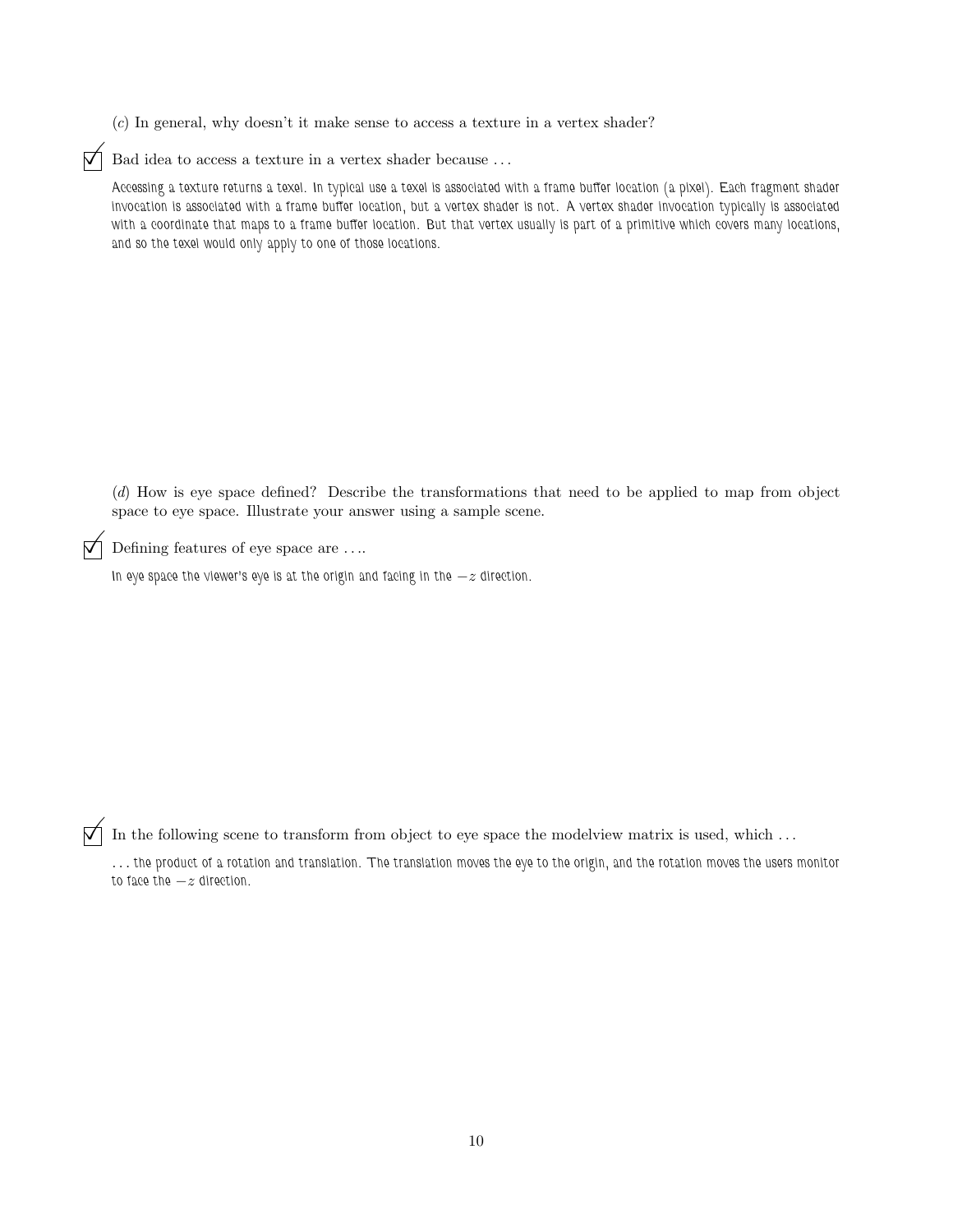(*c*) In general, why doesn't it make sense to access a texture in a vertex shader?

☑ Bad idea to access a texture in a vertex shader because ...

*Accessing a texture returns a texel. In typical use a texel is associated with a frame buffer location (a pixel). Each fragment shader invocation is associated with a frame buffer location, but a vertex shader is not. A vertex shader invocation typically is associated with a coordinate that maps to a frame buffer location. But that vertex usually is part of a primitive which covers many locations, and so the texel would only apply to one of those locations.*

(*d*) How is eye space defined? Describe the transformations that need to be applied to map from object space to eye space. Illustrate your answer using a sample scene.

☑ Defining features of eye space are ....

*In eye space the viewer's eye is at the origin and facing in the* $-z$ *direction.*

☑ In the following scene to transform from object to eye space the modelview matrix is used, which ...

*... the product of a rotation and translation. The translation moves the eye to the origin, and the rotation moves the users monitor to face the* $-z$ *direction.*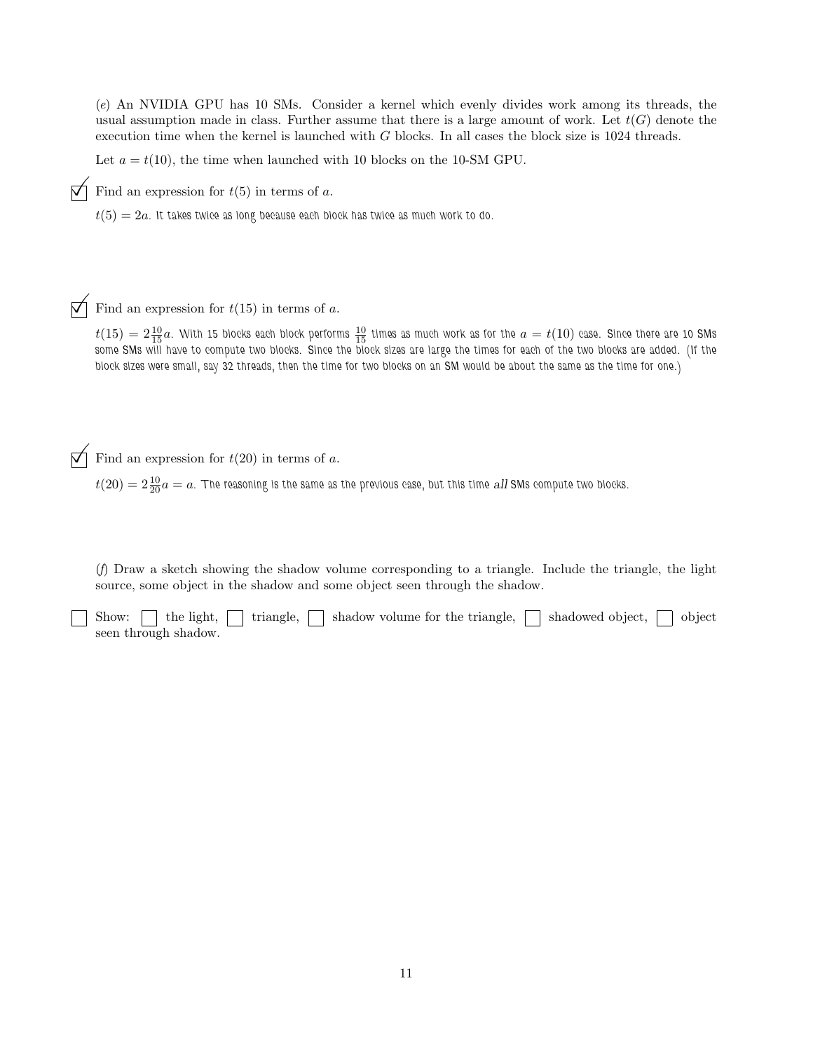(*e*) An NVIDIA GPU has 10 SMs. Consider a kernel which evenly divides work among its threads, the usual assumption made in class. Further assume that there is a large amount of work. Let $t(G)$ denote the execution time when the kernel is launched with $G$ blocks. In all cases the block size is 1024 threads.

Let $a = t(10)$, the time when launched with 10 blocks on the 10-SM GPU.

☑ Find an expression for $t(5)$ in terms of $a$.

$t(5) = 2a$. It takes twice as long because each block has twice as much work to do.

☑ Find an expression for $t(15)$ in terms of $a$.

$t(15) = 2\frac{10}{15}a$. With 15 blocks each block performs $\frac{10}{15}$ times as much work as for the $a = t(10)$ case. Since there are 10 SMs some SMs will have to compute two blocks. Since the block sizes are large the times for each of the two blocks are added. (If the block sizes were small, say 32 threads, then the time for two blocks on an SM would be about the same as the time for one.)

☑ Find an expression for $t(20)$ in terms of $a$.

$t(20) = 2\frac{10}{20}a = a$. The reasoning is the same as the previous case, but this time *all* SMs compute two blocks.

(*f*) Draw a sketch showing the shadow volume corresponding to a triangle. Include the triangle, the light source, some object in the shadow and some object seen through the shadow.

☐ Show: ☐ the light, ☐ triangle, ☐ shadow volume for the triangle, ☐ shadowed object, ☐ object seen through shadow.